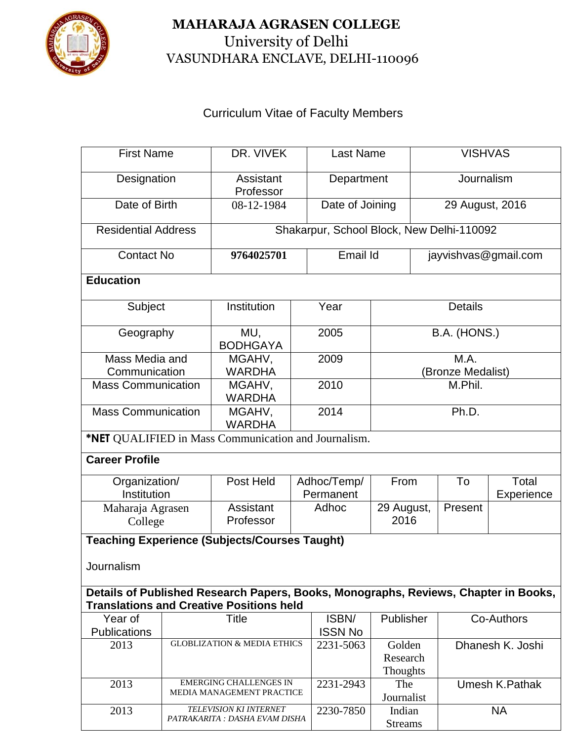# MAHARAJA AGRASEN COLLEGE

University of Delhi

VASUNDHARA ENCLAVE, DELHI-110096

## Curriculum Vitae of Faculty Members

| First Name | DR. VIVEK | Last Name | VISHVAS |
|---|---|---|---|
| Designation | Assistant Professor | Department | Journalism |
| Date of Birth | 08-12-1984 | Date of Joining | 29 August, 2016 |
| Residential Address | Shakarpur, School Block, New Delhi-110092 | | |
| Contact No | **9764025701** | Email Id | jayvishvas@gmail.com |

**Education**

| Subject | Institution | Year | Details |
|---|---|---|---|
| Geography | MU, BODHGAYA | 2005 | B.A. (HONS.) |
| Mass Media and Communication | MGAHV, WARDHA | 2009 | M.A. (Bronze Medalist) |
| Mass Communication | MGAHV, WARDHA | 2010 | M.Phil. |
| Mass Communication | MGAHV, WARDHA | 2014 | Ph.D. |

***NET** QUALIFIED in Mass Communication and Journalism.

**Career Profile**

| Organization/ Institution | Post Held | Adhoc/Temp/ Permanent | From | To | Total Experience |
|---|---|---|---|---|---|
| Maharaja Agrasen College | Assistant Professor | Adhoc | 29 August, 2016 | Present | |

**Teaching Experience (Subjects/Courses Taught)**

Journalism

**Details of Published Research Papers, Books, Monographs, Reviews, Chapter in Books, Translations and Creative Positions held**

| Year of Publications | Title | ISBN/ ISSN No | Publisher | Co-Authors |
|---|---|---|---|---|
| 2013 | GLOBLIZATION & MEDIA ETHICS | 2231-5063 | Golden Research Thoughts | Dhanesh K. Joshi |
| 2013 | EMERGING CHALLENGES IN MEDIA MANAGEMENT PRACTICE | 2231-2943 | The Journalist | Umesh K.Pathak |
| 2013 | *TELEVISION KI INTERNET PATRAKARITA : DASHA EVAM DISHA* | 2230-7850 | Indian Streams | NA |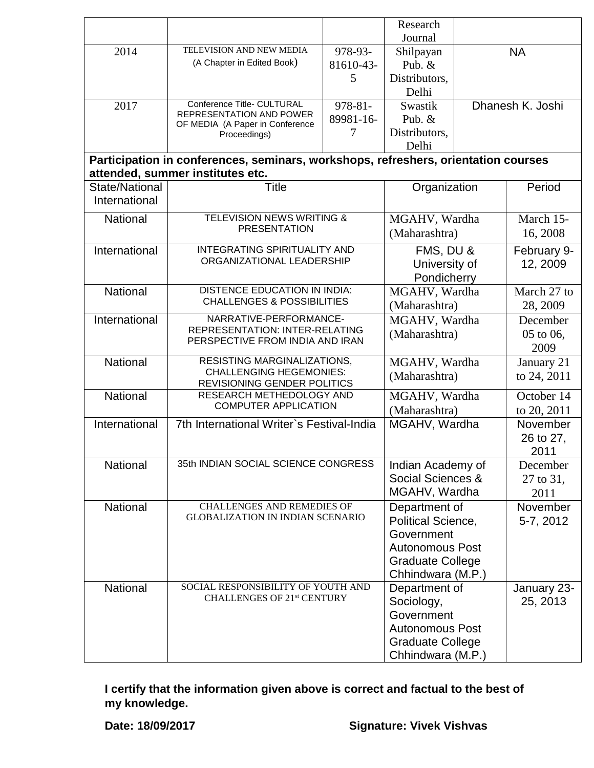| | | | | |
|---|---|---|---|---|
| | | | Research Journal | |
| 2014 | TELEVISION AND NEW MEDIA (A Chapter in Edited Book) | 978-93-81610-43-5 | Shilpayan Pub. & Distributors, Delhi | NA |
| 2017 | Conference Title- CULTURAL REPRESENTATION AND POWER OF MEDIA (A Paper in Conference Proceedings) | 978-81-89981-16-7 | Swastik Pub. & Distributors, Delhi | Dhanesh K. Joshi |

**Participation in conferences, seminars, workshops, refreshers, orientation courses attended, summer institutes etc.**

| State/National International | Title | Organization | Period |
|---|---|---|---|
| National | TELEVISION NEWS WRITING & PRESENTATION | MGAHV, Wardha (Maharashtra) | March 15-16, 2008 |
| International | INTEGRATING SPIRITUALITY AND ORGANIZATIONAL LEADERSHIP | FMS, DU & University of Pondicherry | February 9-12, 2009 |
| National | DISTENCE EDUCATION IN INDIA: CHALLENGES & POSSIBILITIES | MGAHV, Wardha (Maharashtra) | March 27 to 28, 2009 |
| International | NARRATIVE-PERFORMANCE-REPRESENTATION: INTER-RELATING PERSPECTIVE FROM INDIA AND IRAN | MGAHV, Wardha (Maharashtra) | December 05 to 06, 2009 |
| National | RESISTING MARGINALIZATIONS, CHALLENGING HEGEMONIES: REVISIONING GENDER POLITICS | MGAHV, Wardha (Maharashtra) | January 21 to 24, 2011 |
| National | RESEARCH METHEDOLOGY AND COMPUTER APPLICATION | MGAHV, Wardha (Maharashtra) | October 14 to 20, 2011 |
| International | 7th International Writer`s Festival-India | MGAHV, Wardha | November 26 to 27, 2011 |
| National | 35th INDIAN SOCIAL SCIENCE CONGRESS | Indian Academy of Social Sciences & MGAHV, Wardha | December 27 to 31, 2011 |
| National | CHALLENGES AND REMEDIES OF GLOBALIZATION IN INDIAN SCENARIO | Department of Political Science, Government Autonomous Post Graduate College Chhindwara (M.P.) | November 5-7, 2012 |
| National | SOCIAL RESPONSIBILITY OF YOUTH AND CHALLENGES OF 21st CENTURY | Department of Sociology, Government Autonomous Post Graduate College Chhindwara (M.P.) | January 23-25, 2013 |

**I certify that the information given above is correct and factual to the best of my knowledge.**

**Date: 18/09/2017** **Signature: Vivek Vishvas**